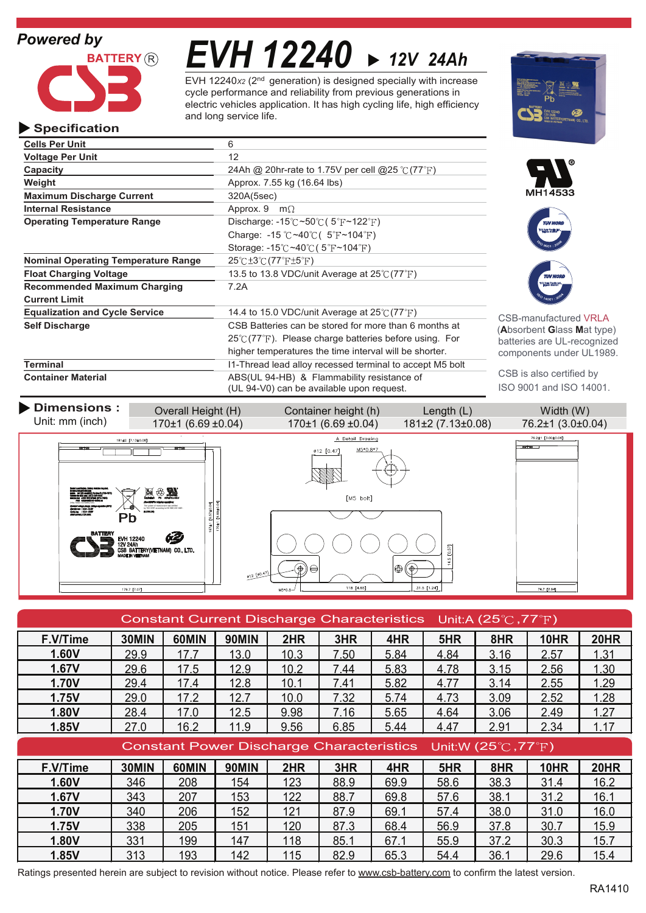**Powered by**

BATTERY®

# EVH 12240 ▶ 12V 24Ah

EVH 12240*X2* (2nd generation) is designed specially with increase cycle performance and reliability from previous generations in electric vehicles application. It has high cycling life, high efficiency and long service life.

## ▶ Specification

| | |
|---|---|
| **Cells Per Unit** | 6 |
| **Voltage Per Unit** | 12 |
| **Capacity** | 24Ah @ 20hr-rate to 1.75V per cell @25℃(77℉) |
| **Weight** | Approx. 7.55 kg (16.64 lbs) |
| **Maximum Discharge Current** | 320A(5sec) |
| **Internal Resistance** | Approx. 9 mΩ |
| **Operating Temperature Range** | Discharge: -15℃~50℃( 5℉~122℉)<br>Charge: -15 ℃~40℃( 5℉~104℉)<br>Storage: -15℃~40℃( 5℉~104℉) |
| **Nominal Operating Temperature Range** | 25℃±3℃(77℉±5℉) |
| **Float Charging Voltage** | 13.5 to 13.8 VDC/unit Average at 25℃(77℉) |
| **Recommended Maximum Charging Current Limit** | 7.2A |
| **Equalization and Cycle Service** | 14.4 to 15.0 VDC/unit Average at 25℃(77℉) |
| **Self Discharge** | CSB Batteries can be stored for more than 6 months at 25℃(77℉). Please charge batteries before using. For higher temperatures the time interval will be shorter. |
| **Terminal** | I1-Thread lead alloy recessed terminal to accept M5 bolt |
| **Container Material** | ABS(UL 94-HB) & Flammability resistance of (UL 94-V0) can be available upon request. |

MH14533

CSB-manufactured VRLA (**A**bsorbent **G**lass **M**at type) batteries are UL-recognized components under UL1989.

CSB is also certified by ISO 9001 and ISO 14001.

## ▶ Dimensions :

Unit: mm (inch)

| Overall Height (H) | Container height (h) | Length (L) | Width (W) |
|---|---|---|---|
| 170±1 (6.69 ±0.04) | 170±1 (6.69 ±0.04) | 181±2 (7.13±0.08) | 76.2±1 (3.0±0.04) |

## Constant Current Discharge Characteristics Unit:A (25℃,77℉)

| F.V/Time | 30MIN | 60MIN | 90MIN | 2HR | 3HR | 4HR | 5HR | 8HR | 10HR | 20HR |
|---|---|---|---|---|---|---|---|---|---|---|
| **1.60V** | 29.9 | 17.7 | 13.0 | 10.3 | 7.50 | 5.84 | 4.84 | 3.16 | 2.57 | 1.31 |
| **1.67V** | 29.6 | 17.5 | 12.9 | 10.2 | 7.44 | 5.83 | 4.78 | 3.15 | 2.56 | 1.30 |
| **1.70V** | 29.4 | 17.4 | 12.8 | 10.1 | 7.41 | 5.82 | 4.77 | 3.14 | 2.55 | 1.29 |
| **1.75V** | 29.0 | 17.2 | 12.7 | 10.0 | 7.32 | 5.74 | 4.73 | 3.09 | 2.52 | 1.28 |
| **1.80V** | 28.4 | 17.0 | 12.5 | 9.98 | 7.16 | 5.65 | 4.64 | 3.06 | 2.49 | 1.27 |
| **1.85V** | 27.0 | 16.2 | 11.9 | 9.56 | 6.85 | 5.44 | 4.47 | 2.91 | 2.34 | 1.17 |

## Constant Power Discharge Characteristics Unit:W (25℃,77℉)

| F.V/Time | 30MIN | 60MIN | 90MIN | 2HR | 3HR | 4HR | 5HR | 8HR | 10HR | 20HR |
|---|---|---|---|---|---|---|---|---|---|---|
| **1.60V** | 346 | 208 | 154 | 123 | 88.9 | 69.9 | 58.6 | 38.3 | 31.4 | 16.2 |
| **1.67V** | 343 | 207 | 153 | 122 | 88.7 | 69.8 | 57.6 | 38.1 | 31.2 | 16.1 |
| **1.70V** | 340 | 206 | 152 | 121 | 87.9 | 69.1 | 57.4 | 38.0 | 31.0 | 16.0 |
| **1.75V** | 338 | 205 | 151 | 120 | 87.3 | 68.4 | 56.9 | 37.8 | 30.7 | 15.9 |
| **1.80V** | 331 | 199 | 147 | 118 | 85.1 | 67.1 | 55.9 | 37.2 | 30.3 | 15.7 |
| **1.85V** | 313 | 193 | 142 | 115 | 82.9 | 65.3 | 54.4 | 36.1 | 29.6 | 15.4 |

Ratings presented herein are subject to revision without notice. Please refer to www.csb-battery.com to confirm the latest version.

RA1410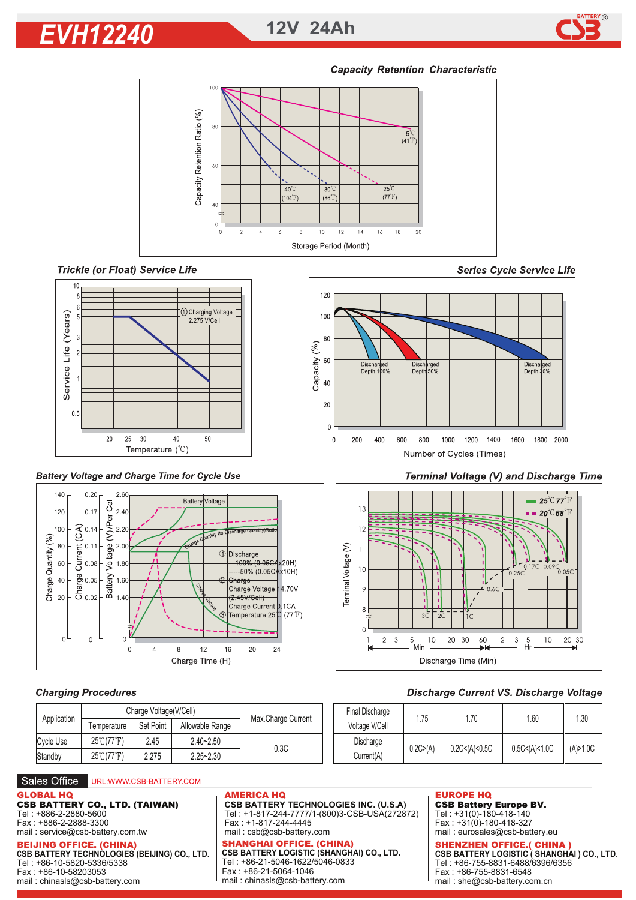# EVH12240

12V 24Ah

### Capacity Retention Characteristic

Capacity Retention Ratio (%)

100
80
60
40
0

5℃ (41℉)
40℃ (104℉)
30℃ (86℉)
25℃ (77℉)

0 2 4 6 8 10 12 14 16 18 20

Storage Period (Month)

### Trickle (or Float) Service Life

Service Life (Years)

10
8
6
5
3
2
1
0.5

① Charging Voltage 2.275 V/Cell

20 25 30 40 50

Temperature (℃)

### Series Cycle Service Life

Capacity (%)

120
100
80
60
40
20
0

Discharged Depth 100%
Discharged Depth 50%
Discharged Depth 30%

0 200 400 600 800 1000 1200 1400 1600 1800 2000

Number of Cycles (Times)

### Battery Voltage and Charge Time for Cycle Use

Charge Quantity (%)
140 120 100 80 60 40 20 0

Charge Current (CA)
0.20 0.17 0.14 0.11 0.08 0.05 0.02 0

Battery Voltage (V)/Per Cell
2.60 2.40 2.20 2.00 1.80 1.60 1.40 0

Battery Voltage

Charge Quantity (to-Discharge Quantity)Ratio

Charge Current

① Discharge
—100% (0.05CAx20H)
-----50% (0.05CAx10H)
② Charge
Charge Voltage 14.70V (2.45V/Cell)
Charge Current 0.1CA
③ Temperature 25℃ (77℉)

0 4 8 12 16 20 24

Charge Time (H)

### Terminal Voltage (V) and Discharge Time

Terminal Voltage (V)

13
12
11
10
9
8
0

25℃77℉
20℃68℉

3C 2C 1C 0.6C 0.25C 0.17C 0.09C 0.05C

1 2 3 5 10 20 30 60 2 3 5 10 20 30

Min Hr

Discharge Time (Min)

### Charging Procedures

| Application | Charge Voltage(V/Cell) | | | Max.Charge Current |
|---|---|---|---|---|
| | Temperature | Set Point | Allowable Range | |
| Cycle Use | 25℃(77℉) | 2.45 | 2.40~2.50 | 0.3C |
| Standby | 25℃(77℉) | 2.275 | 2.25~2.30 | |

### Discharge Current VS. Discharge Voltage

| Final Discharge Voltage V/Cell | 1.75 | 1.70 | 1.60 | 1.30 |
|---|---|---|---|---|
| Discharge Current(A) | 0.2C>(A) | 0.2C<(A)<0.5C | 0.5C<(A)<1.0C | (A)>1.0C |

## Sales Office

URL:WWW.CSB-BATTERY.COM

**GLOBAL HQ**
**CSB BATTERY CO., LTD. (TAIWAN)**
Tel : +886-2-2880-5600
Fax : +886-2-2888-3300
mail : service@csb-battery.com.tw

**BEIJING OFFICE. (CHINA)**
**CSB BATTERY TECHNOLOGIES (BEIJING) CO., LTD.**
Tel : +86-10-5820-5336/5338
Fax : +86-10-58203053
mail : chinasls@csb-battery.com

**AMERICA HQ**
**CSB BATTERY TECHNOLOGIES INC. (U.S.A)**
Tel : +1-817-244-7777/1-(800)3-CSB-USA(272872)
Fax : +1-817-244-4445
mail : csb@csb-battery.com

**SHANGHAI OFFICE. (CHINA)**
**CSB BATTERY LOGISTIC (SHANGHAI) CO., LTD.**
Tel : +86-21-5046-1622/5046-0833
Fax : +86-21-5064-1046
mail : chinasls@csb-battery.com

**EUROPE HQ**
**CSB Battery Europe BV.**
Tel : +31(0)-180-418-140
Fax : +31(0)-180-418-327
mail : eurosales@csb-battery.eu

**SHENZHEN OFFICE.( CHINA )**
**CSB BATTERY LOGISTIC ( SHANGHAI ) CO., LTD.**
Tel : +86-755-8831-6488/6396/6356
Fax : +86-755-8831-6548
mail : she@csb-battery.com.cn